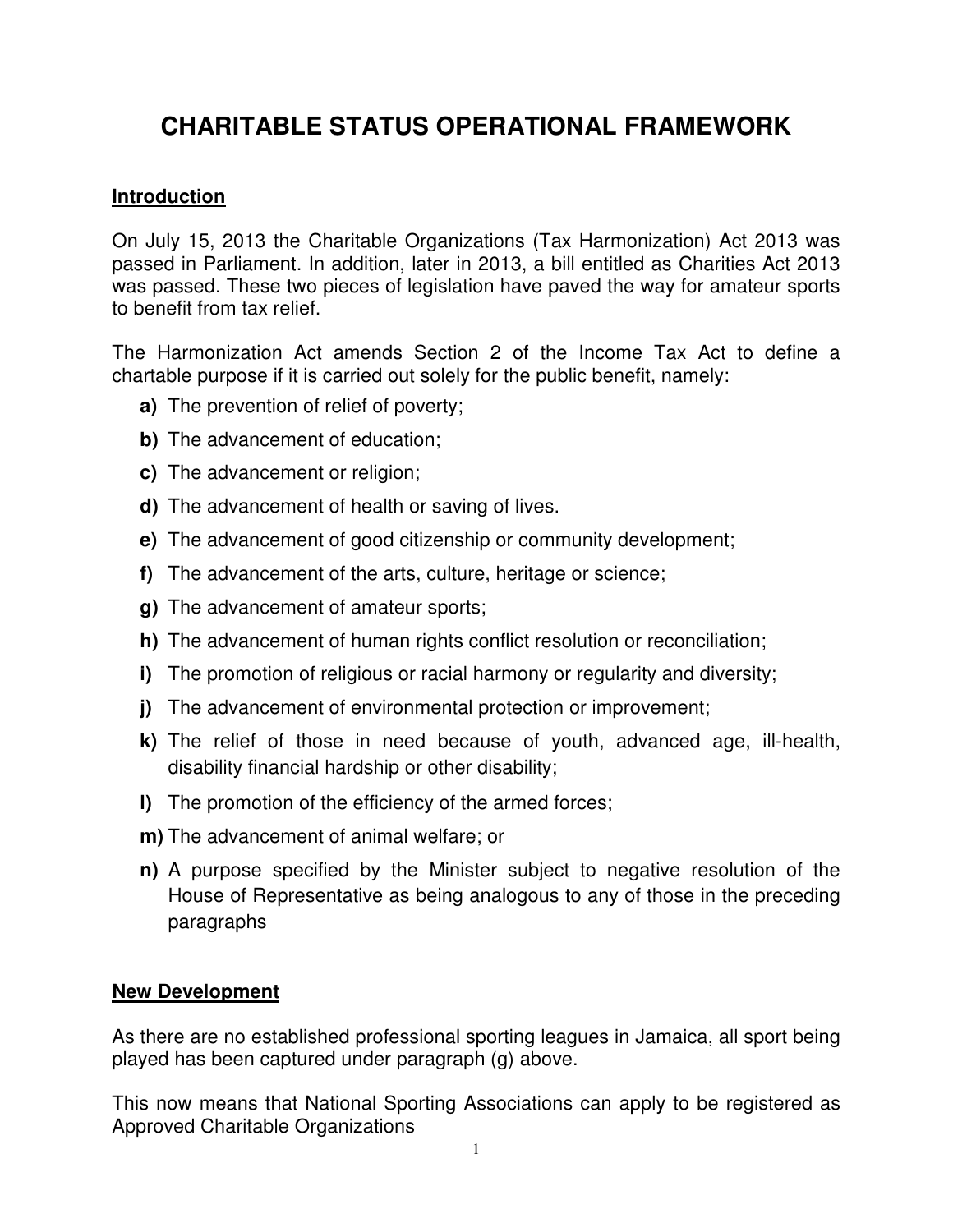# CHARITABLE STATUS OPERATIONAL FRAMEWORK

## Introduction

On July 15, 2013 the Charitable Organizations (Tax Harmonization) Act 2013 was passed in Parliament. In addition, later in 2013, a bill entitled as Charities Act 2013 was passed. These two pieces of legislation have paved the way for amateur sports to benefit from tax relief.

The Harmonization Act amends Section 2 of the Income Tax Act to define a chartable purpose if it is carried out solely for the public benefit, namely:

- **a)** The prevention of relief of poverty;
- **b)** The advancement of education;
- **c)** The advancement or religion;
- **d)** The advancement of health or saving of lives.
- **e)** The advancement of good citizenship or community development;
- **f)** The advancement of the arts, culture, heritage or science;
- **g)** The advancement of amateur sports;
- **h)** The advancement of human rights conflict resolution or reconciliation;
- **i)** The promotion of religious or racial harmony or regularity and diversity;
- **j)** The advancement of environmental protection or improvement;
- **k)** The relief of those in need because of youth, advanced age, ill-health, disability financial hardship or other disability;
- **l)** The promotion of the efficiency of the armed forces;
- **m)** The advancement of animal welfare; or
- **n)** A purpose specified by the Minister subject to negative resolution of the House of Representative as being analogous to any of those in the preceding paragraphs

## New Development

As there are no established professional sporting leagues in Jamaica, all sport being played has been captured under paragraph (g) above.

This now means that National Sporting Associations can apply to be registered as Approved Charitable Organizations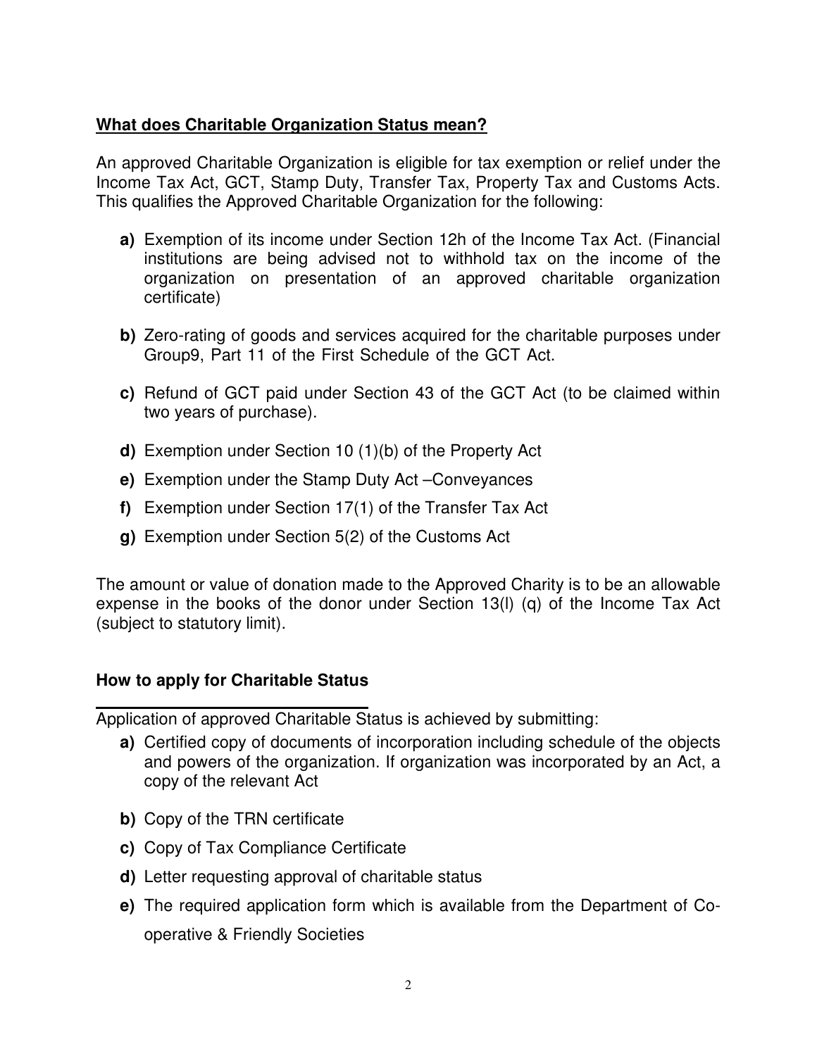## What does Charitable Organization Status mean?

An approved Charitable Organization is eligible for tax exemption or relief under the Income Tax Act, GCT, Stamp Duty, Transfer Tax, Property Tax and Customs Acts. This qualifies the Approved Charitable Organization for the following:

**a)** Exemption of its income under Section 12h of the Income Tax Act. (Financial institutions are being advised not to withhold tax on the income of the organization on presentation of an approved charitable organization certificate)

**b)** Zero-rating of goods and services acquired for the charitable purposes under Group9, Part 11 of the First Schedule of the GCT Act.

**c)** Refund of GCT paid under Section 43 of the GCT Act (to be claimed within two years of purchase).

**d)** Exemption under Section 10 (1)(b) of the Property Act

**e)** Exemption under the Stamp Duty Act –Conveyances

**f)** Exemption under Section 17(1) of the Transfer Tax Act

**g)** Exemption under Section 5(2) of the Customs Act

The amount or value of donation made to the Approved Charity is to be an allowable expense in the books of the donor under Section 13(l) (q) of the Income Tax Act (subject to statutory limit).

## How to apply for Charitable Status

Application of approved Charitable Status is achieved by submitting:

**a)** Certified copy of documents of incorporation including schedule of the objects and powers of the organization. If organization was incorporated by an Act, a copy of the relevant Act

**b)** Copy of the TRN certificate

**c)** Copy of Tax Compliance Certificate

**d)** Letter requesting approval of charitable status

**e)** The required application form which is available from the Department of Co-operative & Friendly Societies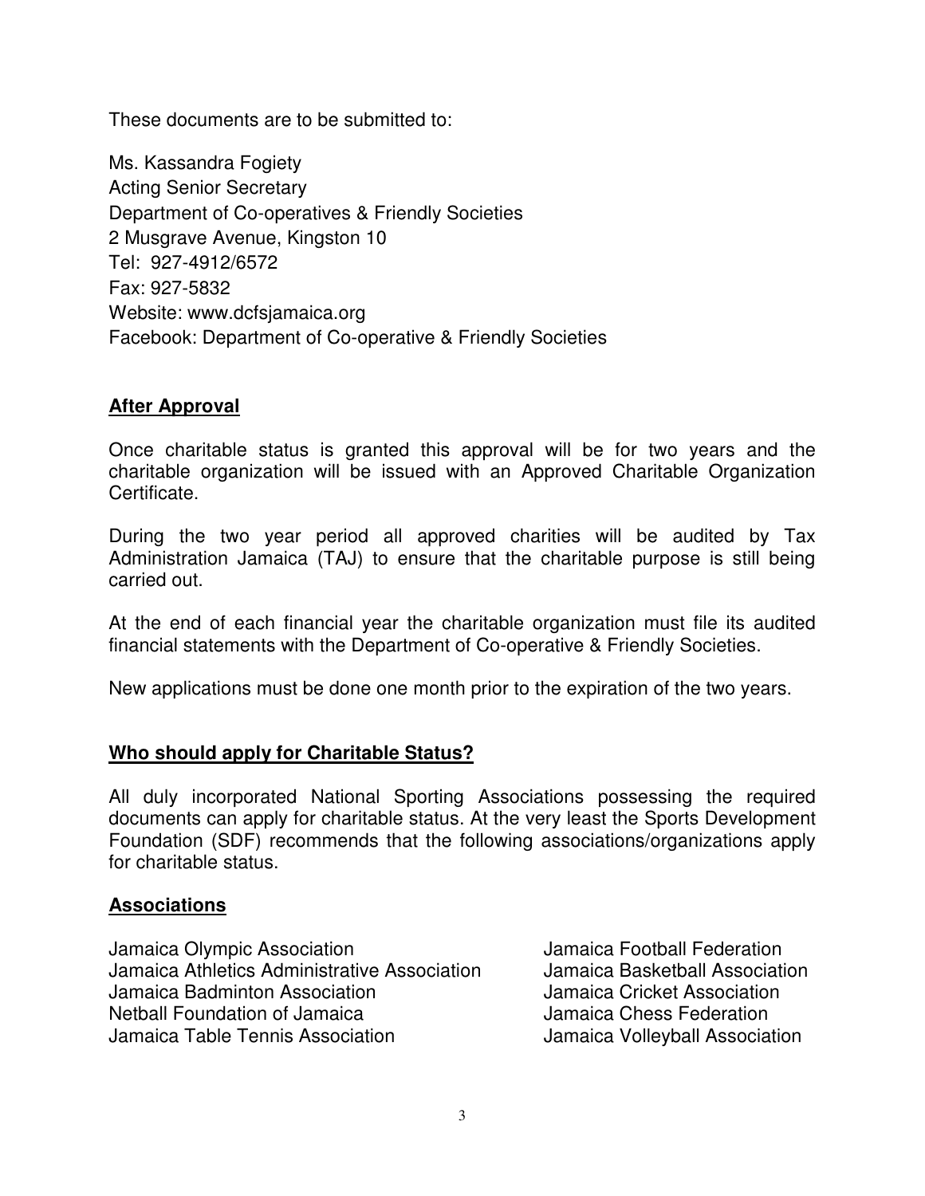These documents are to be submitted to:

Ms. Kassandra Fogiety  
Acting Senior Secretary  
Department of Co-operatives & Friendly Societies  
2 Musgrave Avenue, Kingston 10  
Tel: 927-4912/6572  
Fax: 927-5832  
Website: www.dcfsjamaica.org  
Facebook: Department of Co-operative & Friendly Societies

## After Approval

Once charitable status is granted this approval will be for two years and the charitable organization will be issued with an Approved Charitable Organization Certificate.

During the two year period all approved charities will be audited by Tax Administration Jamaica (TAJ) to ensure that the charitable purpose is still being carried out.

At the end of each financial year the charitable organization must file its audited financial statements with the Department of Co-operative & Friendly Societies.

New applications must be done one month prior to the expiration of the two years.

## Who should apply for Charitable Status?

All duly incorporated National Sporting Associations possessing the required documents can apply for charitable status. At the very least the Sports Development Foundation (SDF) recommends that the following associations/organizations apply for charitable status.

## Associations

- Jamaica Olympic Association
- Jamaica Athletics Administrative Association
- Jamaica Badminton Association
- Netball Foundation of Jamaica
- Jamaica Table Tennis Association
- Jamaica Football Federation
- Jamaica Basketball Association
- Jamaica Cricket Association
- Jamaica Chess Federation
- Jamaica Volleyball Association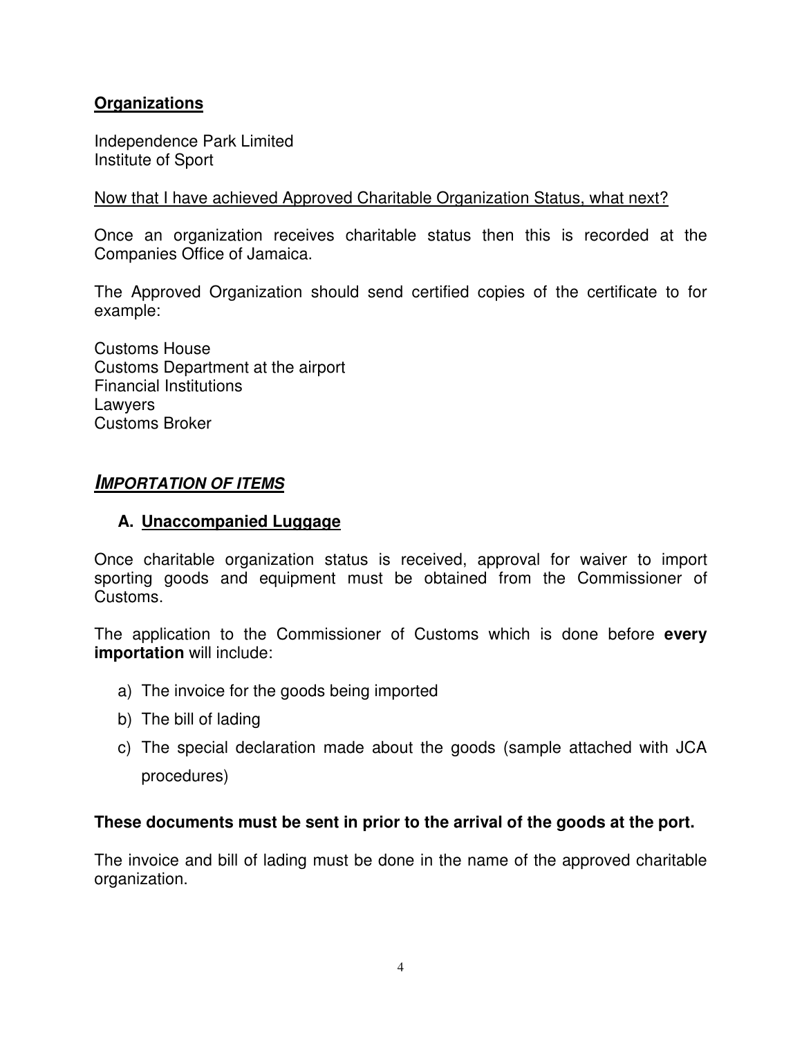**Organizations**

Independence Park Limited
Institute of Sport

Now that I have achieved Approved Charitable Organization Status, what next?

Once an organization receives charitable status then this is recorded at the Companies Office of Jamaica.

The Approved Organization should send certified copies of the certificate to for example:

Customs House
Customs Department at the airport
Financial Institutions
Lawyers
Customs Broker

## ***IMPORTATION OF ITEMS***

### A. Unaccompanied Luggage

Once charitable organization status is received, approval for waiver to import sporting goods and equipment must be obtained from the Commissioner of Customs.

The application to the Commissioner of Customs which is done before **every importation** will include:

a) The invoice for the goods being imported
b) The bill of lading
c) The special declaration made about the goods (sample attached with JCA procedures)

**These documents must be sent in prior to the arrival of the goods at the port.**

The invoice and bill of lading must be done in the name of the approved charitable organization.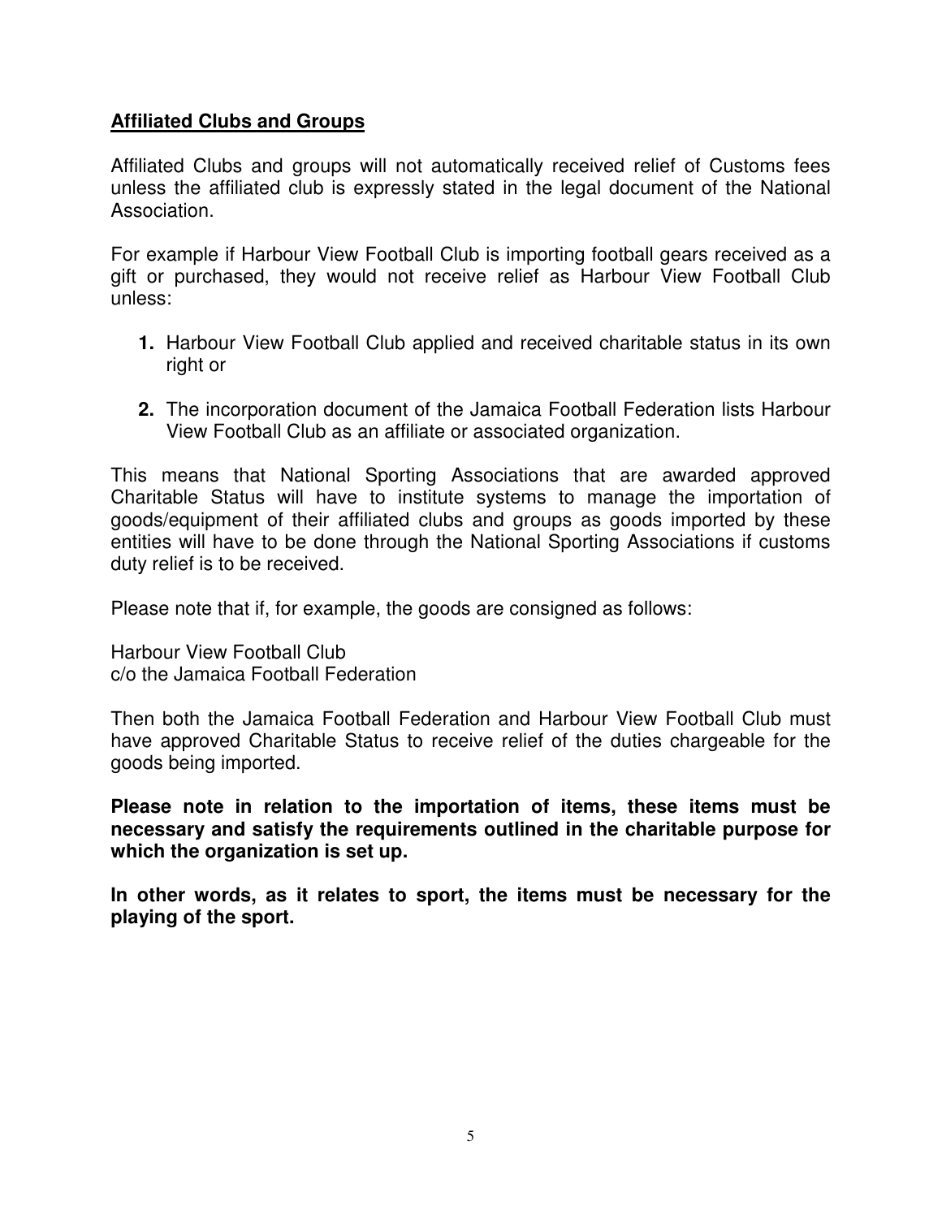**Affiliated Clubs and Groups**

Affiliated Clubs and groups will not automatically received relief of Customs fees unless the affiliated club is expressly stated in the legal document of the National Association.

For example if Harbour View Football Club is importing football gears received as a gift or purchased, they would not receive relief as Harbour View Football Club unless:

1. Harbour View Football Club applied and received charitable status in its own right or

2. The incorporation document of the Jamaica Football Federation lists Harbour View Football Club as an affiliate or associated organization.

This means that National Sporting Associations that are awarded approved Charitable Status will have to institute systems to manage the importation of goods/equipment of their affiliated clubs and groups as goods imported by these entities will have to be done through the National Sporting Associations if customs duty relief is to be received.

Please note that if, for example, the goods are consigned as follows:

Harbour View Football Club
c/o the Jamaica Football Federation

Then both the Jamaica Football Federation and Harbour View Football Club must have approved Charitable Status to receive relief of the duties chargeable for the goods being imported.

**Please note in relation to the importation of items, these items must be necessary and satisfy the requirements outlined in the charitable purpose for which the organization is set up.**

**In other words, as it relates to sport, the items must be necessary for the playing of the sport.**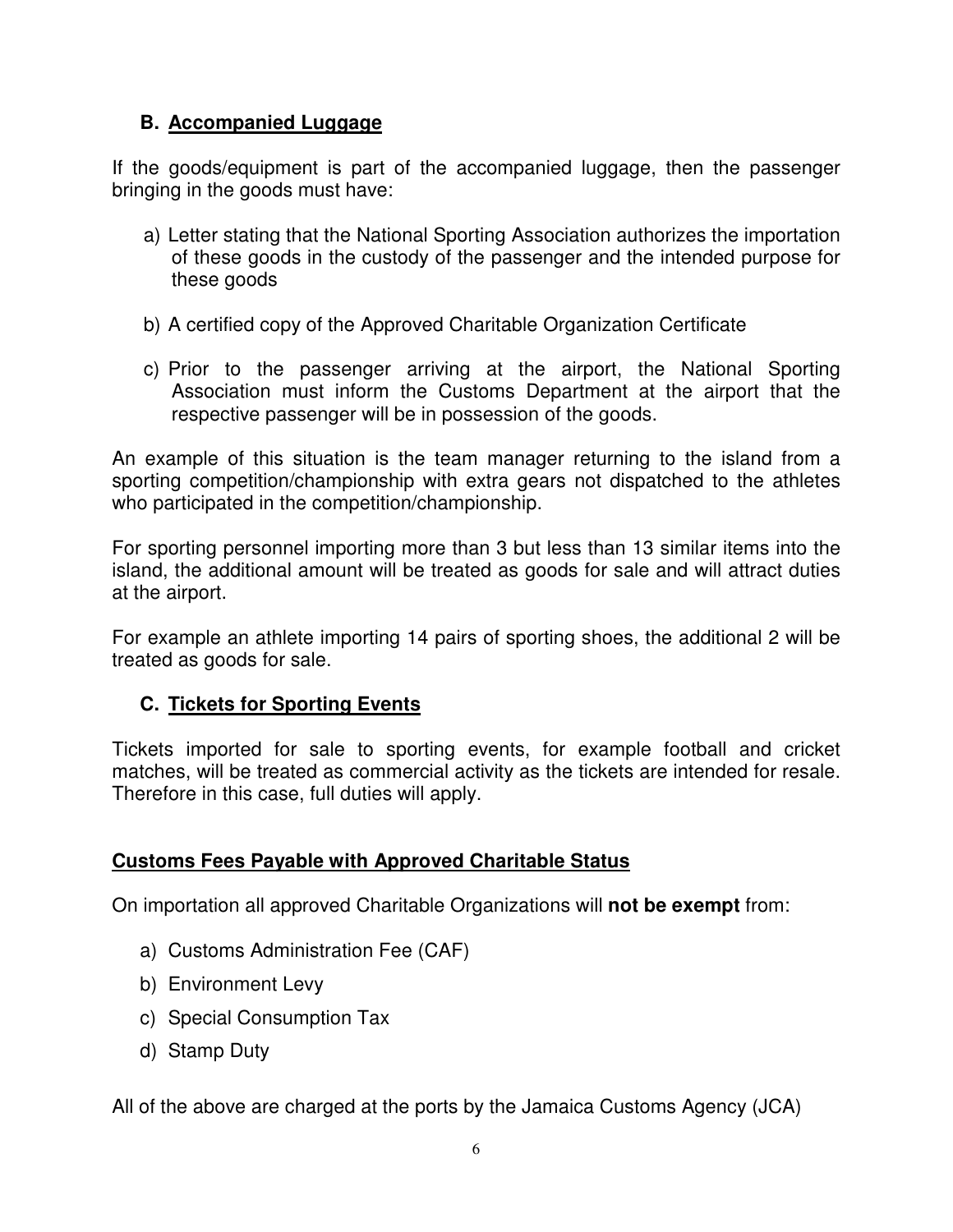### B. Accompanied Luggage

If the goods/equipment is part of the accompanied luggage, then the passenger bringing in the goods must have:

a) Letter stating that the National Sporting Association authorizes the importation of these goods in the custody of the passenger and the intended purpose for these goods

b) A certified copy of the Approved Charitable Organization Certificate

c) Prior to the passenger arriving at the airport, the National Sporting Association must inform the Customs Department at the airport that the respective passenger will be in possession of the goods.

An example of this situation is the team manager returning to the island from a sporting competition/championship with extra gears not dispatched to the athletes who participated in the competition/championship.

For sporting personnel importing more than 3 but less than 13 similar items into the island, the additional amount will be treated as goods for sale and will attract duties at the airport.

For example an athlete importing 14 pairs of sporting shoes, the additional 2 will be treated as goods for sale.

### C. Tickets for Sporting Events

Tickets imported for sale to sporting events, for example football and cricket matches, will be treated as commercial activity as the tickets are intended for resale. Therefore in this case, full duties will apply.

**Customs Fees Payable with Approved Charitable Status**

On importation all approved Charitable Organizations will **not be exempt** from:

a) Customs Administration Fee (CAF)

b) Environment Levy

c) Special Consumption Tax

d) Stamp Duty

All of the above are charged at the ports by the Jamaica Customs Agency (JCA)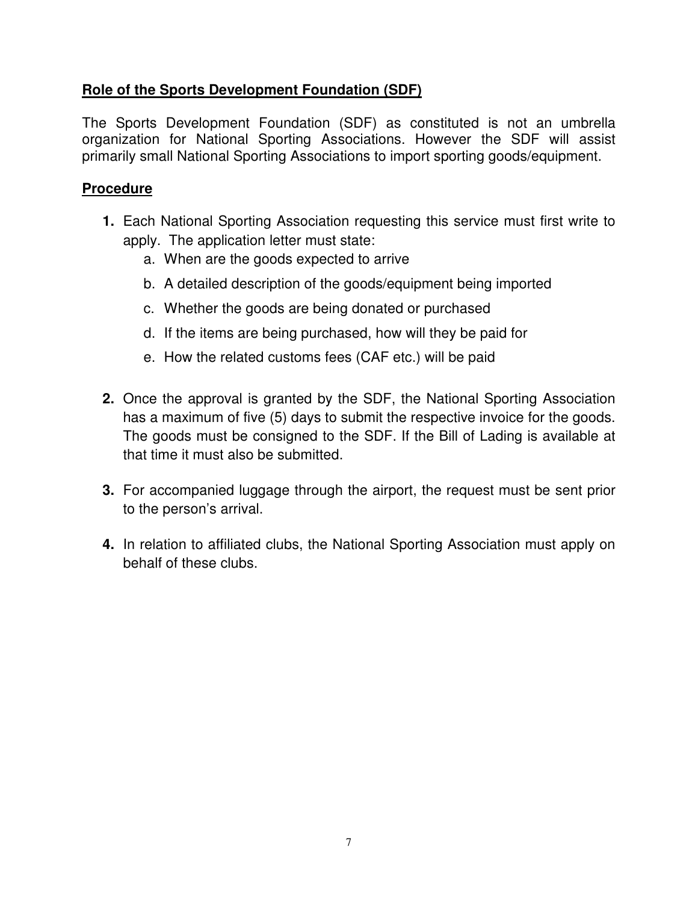## Role of the Sports Development Foundation (SDF)

The Sports Development Foundation (SDF) as constituted is not an umbrella organization for National Sporting Associations. However the SDF will assist primarily small National Sporting Associations to import sporting goods/equipment.

## Procedure

1. Each National Sporting Association requesting this service must first write to apply. The application letter must state:
   a. When are the goods expected to arrive
   b. A detailed description of the goods/equipment being imported
   c. Whether the goods are being donated or purchased
   d. If the items are being purchased, how will they be paid for
   e. How the related customs fees (CAF etc.) will be paid

2. Once the approval is granted by the SDF, the National Sporting Association has a maximum of five (5) days to submit the respective invoice for the goods. The goods must be consigned to the SDF. If the Bill of Lading is available at that time it must also be submitted.

3. For accompanied luggage through the airport, the request must be sent prior to the person's arrival.

4. In relation to affiliated clubs, the National Sporting Association must apply on behalf of these clubs.